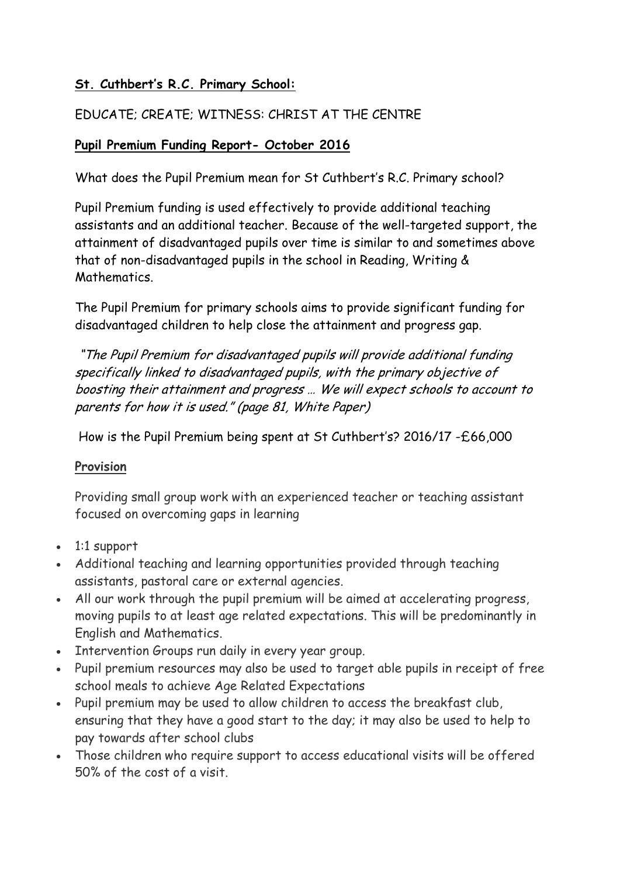**St. Cuthbert's R.C. Primary School:**

EDUCATE; CREATE; WITNESS: CHRIST AT THE CENTRE

**Pupil Premium Funding Report- October 2016**

What does the Pupil Premium mean for St Cuthbert's R.C. Primary school?

Pupil Premium funding is used effectively to provide additional teaching assistants and an additional teacher. Because of the well-targeted support, the attainment of disadvantaged pupils over time is similar to and sometimes above that of non-disadvantaged pupils in the school in Reading, Writing & Mathematics.

The Pupil Premium for primary schools aims to provide significant funding for disadvantaged children to help close the attainment and progress gap.

*"The Pupil Premium for disadvantaged pupils will provide additional funding specifically linked to disadvantaged pupils, with the primary objective of boosting their attainment and progress … We will expect schools to account to parents for how it is used." (page 81, White Paper)*

How is the Pupil Premium being spent at St Cuthbert's? 2016/17 -£66,000

**Provision**

Providing small group work with an experienced teacher or teaching assistant focused on overcoming gaps in learning

- 1:1 support
- Additional teaching and learning opportunities provided through teaching assistants, pastoral care or external agencies.
- All our work through the pupil premium will be aimed at accelerating progress, moving pupils to at least age related expectations. This will be predominantly in English and Mathematics.
- Intervention Groups run daily in every year group.
- Pupil premium resources may also be used to target able pupils in receipt of free school meals to achieve Age Related Expectations
- Pupil premium may be used to allow children to access the breakfast club, ensuring that they have a good start to the day; it may also be used to help to pay towards after school clubs
- Those children who require support to access educational visits will be offered 50% of the cost of a visit.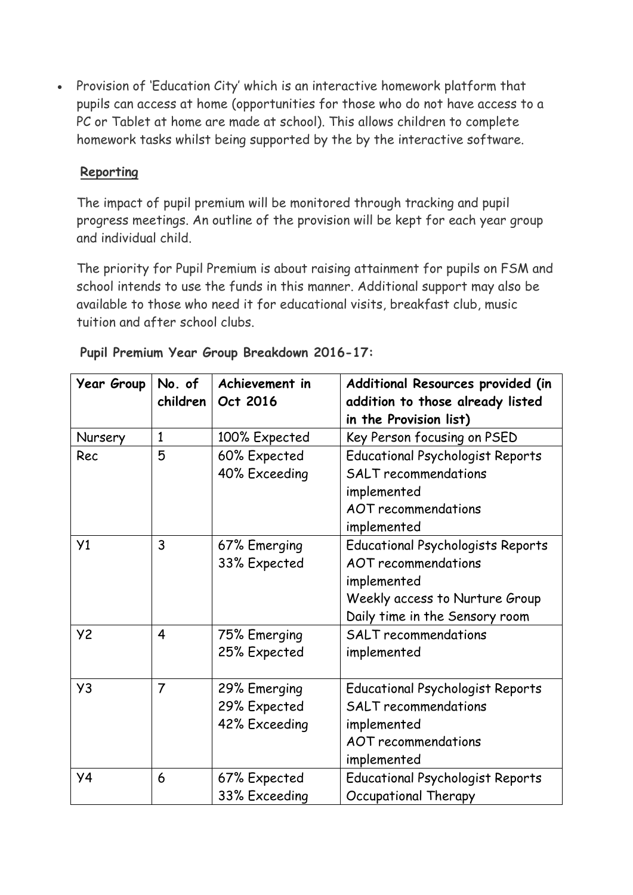- Provision of 'Education City' which is an interactive homework platform that pupils can access at home (opportunities for those who do not have access to a PC or Tablet at home are made at school). This allows children to complete homework tasks whilst being supported by the by the interactive software.

**Reporting**

The impact of pupil premium will be monitored through tracking and pupil progress meetings. An outline of the provision will be kept for each year group and individual child.

The priority for Pupil Premium is about raising attainment for pupils on FSM and school intends to use the funds in this manner. Additional support may also be available to those who need it for educational visits, breakfast club, music tuition and after school clubs.

**Pupil Premium Year Group Breakdown 2016-17:**

| Year Group | No. of children | Achievement in Oct 2016 | Additional Resources provided (in addition to those already listed in the Provision list) |
|---|---|---|---|
| Nursery | 1 | 100% Expected | Key Person focusing on PSED |
| Rec | 5 | 60% Expected<br>40% Exceeding | Educational Psychologist Reports<br>SALT recommendations implemented<br>AOT recommendations implemented |
| Y1 | 3 | 67% Emerging<br>33% Expected | Educational Psychologists Reports<br>AOT recommendations implemented<br>Weekly access to Nurture Group<br>Daily time in the Sensory room |
| Y2 | 4 | 75% Emerging<br>25% Expected | SALT recommendations implemented |
| Y3 | 7 | 29% Emerging<br>29% Expected<br>42% Exceeding | Educational Psychologist Reports<br>SALT recommendations implemented<br>AOT recommendations implemented |
| Y4 | 6 | 67% Expected<br>33% Exceeding | Educational Psychologist Reports<br>Occupational Therapy |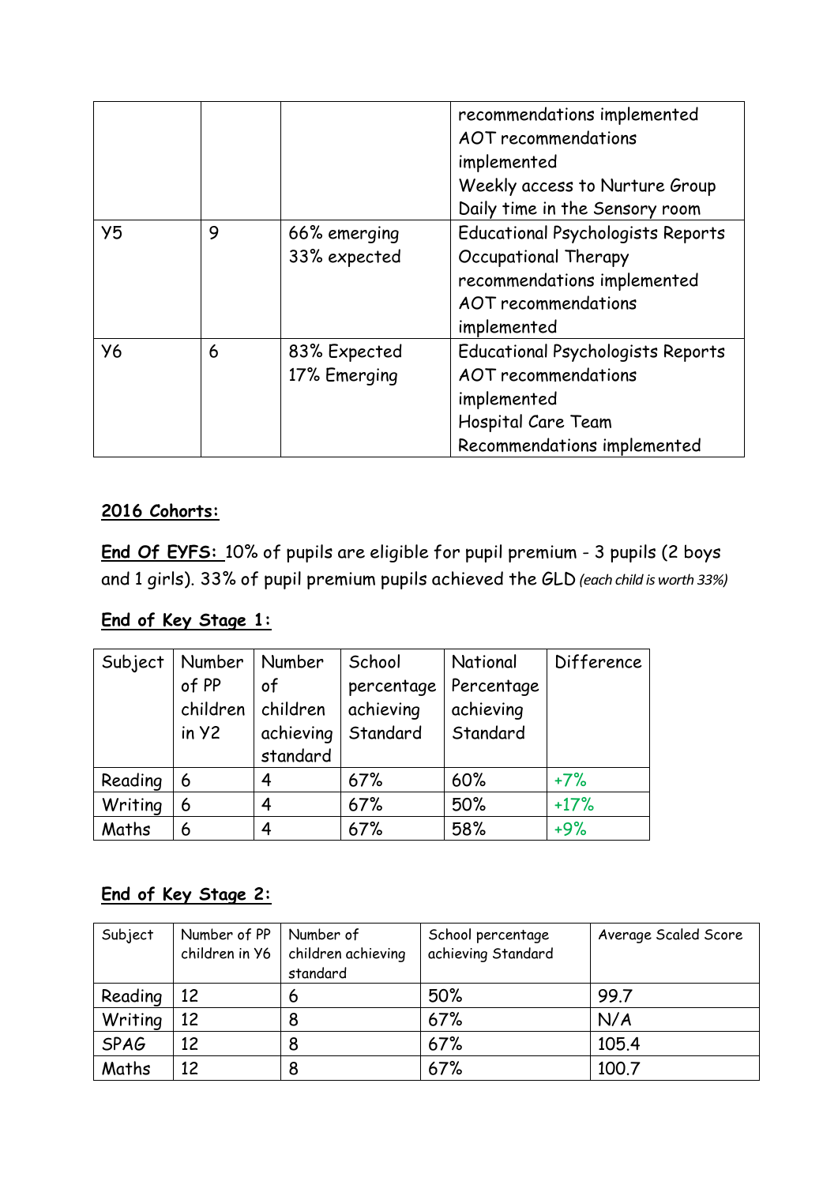| | | | |
|---|---|---|---|
| | | | recommendations implemented<br>AOT recommendations implemented<br>Weekly access to Nurture Group<br>Daily time in the Sensory room |
| Y5 | 9 | 66% emerging<br>33% expected | Educational Psychologists Reports<br>Occupational Therapy recommendations implemented<br>AOT recommendations implemented |
| Y6 | 6 | 83% Expected<br>17% Emerging | Educational Psychologists Reports<br>AOT recommendations implemented<br>Hospital Care Team Recommendations implemented |

**2016 Cohorts:**

**End Of EYFS:** 10% of pupils are eligible for pupil premium - 3 pupils (2 boys and 1 girls). 33% of pupil premium pupils achieved the GLD *(each child is worth 33%)*

**End of Key Stage 1:**

| Subject | Number of PP children in Y2 | Number of children achieving standard | School percentage achieving Standard | National Percentage achieving Standard | Difference |
|---|---|---|---|---|---|
| Reading | 6 | 4 | 67% | 60% | +7% |
| Writing | 6 | 4 | 67% | 50% | +17% |
| Maths | 6 | 4 | 67% | 58% | +9% |

**End of Key Stage 2:**

| Subject | Number of PP children in Y6 | Number of children achieving standard | School percentage achieving Standard | Average Scaled Score |
|---|---|---|---|---|
| Reading | 12 | 6 | 50% | 99.7 |
| Writing | 12 | 8 | 67% | N/A |
| SPAG | 12 | 8 | 67% | 105.4 |
| Maths | 12 | 8 | 67% | 100.7 |